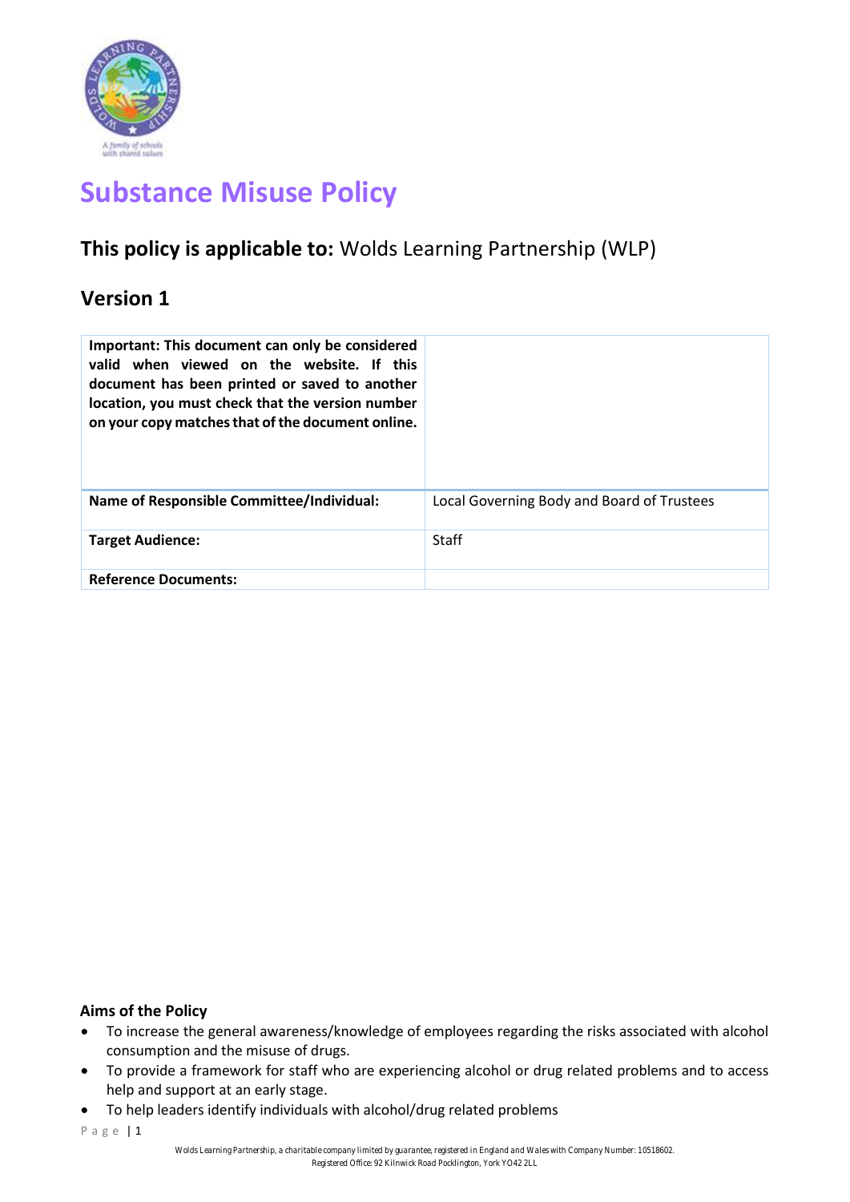# Substance Misuse Policy

## This policy is applicable to: Wolds Learning Partnership (WLP)

## Version 1

| **Important: This document can only be considered valid when viewed on the website. If this document has been printed or saved to another location, you must check that the version number on your copy matches that of the document online.** | |
|---|---|
| **Name of Responsible Committee/Individual:** | Local Governing Body and Board of Trustees |
| **Target Audience:** | Staff |
| **Reference Documents:** | |

### Aims of the Policy

- To increase the general awareness/knowledge of employees regarding the risks associated with alcohol consumption and the misuse of drugs.
- To provide a framework for staff who are experiencing alcohol or drug related problems and to access help and support at an early stage.
- To help leaders identify individuals with alcohol/drug related problems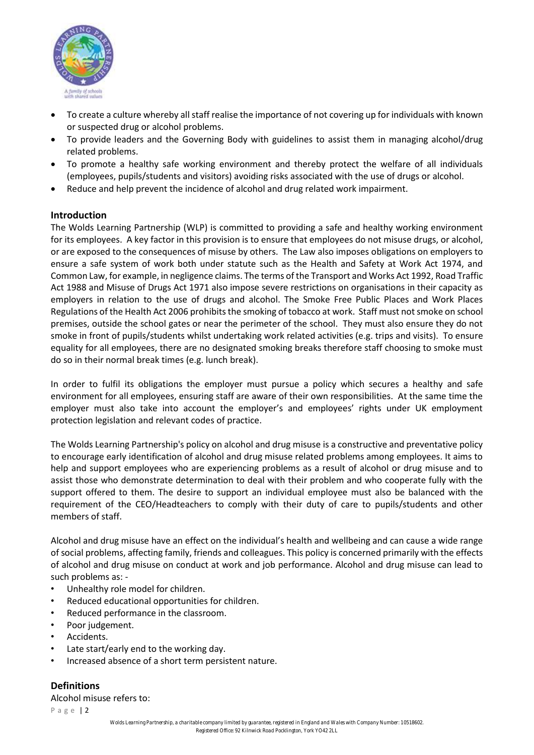- To create a culture whereby all staff realise the importance of not covering up for individuals with known or suspected drug or alcohol problems.
- To provide leaders and the Governing Body with guidelines to assist them in managing alcohol/drug related problems.
- To promote a healthy safe working environment and thereby protect the welfare of all individuals (employees, pupils/students and visitors) avoiding risks associated with the use of drugs or alcohol.
- Reduce and help prevent the incidence of alcohol and drug related work impairment.

## Introduction

The Wolds Learning Partnership (WLP) is committed to providing a safe and healthy working environment for its employees. A key factor in this provision is to ensure that employees do not misuse drugs, or alcohol, or are exposed to the consequences of misuse by others. The Law also imposes obligations on employers to ensure a safe system of work both under statute such as the Health and Safety at Work Act 1974, and Common Law, for example, in negligence claims. The terms of the Transport and Works Act 1992, Road Traffic Act 1988 and Misuse of Drugs Act 1971 also impose severe restrictions on organisations in their capacity as employers in relation to the use of drugs and alcohol. The Smoke Free Public Places and Work Places Regulations of the Health Act 2006 prohibits the smoking of tobacco at work. Staff must not smoke on school premises, outside the school gates or near the perimeter of the school. They must also ensure they do not smoke in front of pupils/students whilst undertaking work related activities (e.g. trips and visits). To ensure equality for all employees, there are no designated smoking breaks therefore staff choosing to smoke must do so in their normal break times (e.g. lunch break).

In order to fulfil its obligations the employer must pursue a policy which secures a healthy and safe environment for all employees, ensuring staff are aware of their own responsibilities. At the same time the employer must also take into account the employer's and employees' rights under UK employment protection legislation and relevant codes of practice.

The Wolds Learning Partnership's policy on alcohol and drug misuse is a constructive and preventative policy to encourage early identification of alcohol and drug misuse related problems among employees. It aims to help and support employees who are experiencing problems as a result of alcohol or drug misuse and to assist those who demonstrate determination to deal with their problem and who cooperate fully with the support offered to them. The desire to support an individual employee must also be balanced with the requirement of the CEO/Headteachers to comply with their duty of care to pupils/students and other members of staff.

Alcohol and drug misuse have an effect on the individual's health and wellbeing and can cause a wide range of social problems, affecting family, friends and colleagues. This policy is concerned primarily with the effects of alcohol and drug misuse on conduct at work and job performance. Alcohol and drug misuse can lead to such problems as: -

- Unhealthy role model for children.
- Reduced educational opportunities for children.
- Reduced performance in the classroom.
- Poor judgement.
- Accidents.
- Late start/early end to the working day.
- Increased absence of a short term persistent nature.

## Definitions

Alcohol misuse refers to: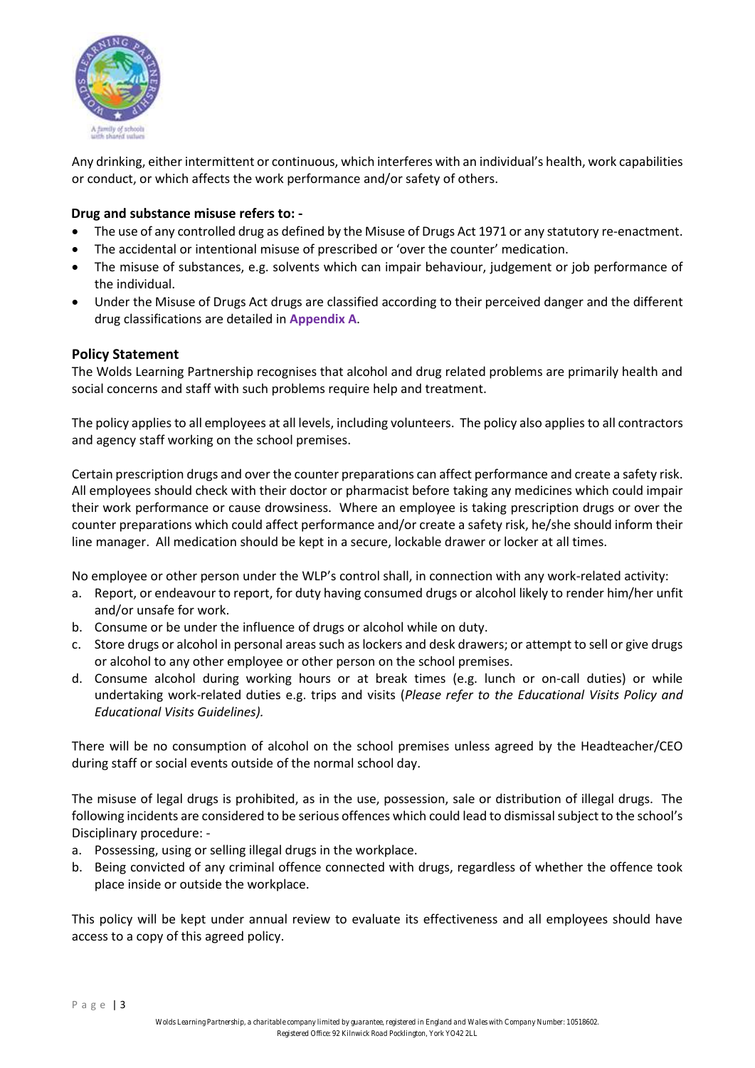Any drinking, either intermittent or continuous, which interferes with an individual's health, work capabilities or conduct, or which affects the work performance and/or safety of others.

**Drug and substance misuse refers to: -**

- The use of any controlled drug as defined by the Misuse of Drugs Act 1971 or any statutory re-enactment.
- The accidental or intentional misuse of prescribed or 'over the counter' medication.
- The misuse of substances, e.g. solvents which can impair behaviour, judgement or job performance of the individual.
- Under the Misuse of Drugs Act drugs are classified according to their perceived danger and the different drug classifications are detailed in **Appendix A**.

### Policy Statement

The Wolds Learning Partnership recognises that alcohol and drug related problems are primarily health and social concerns and staff with such problems require help and treatment.

The policy applies to all employees at all levels, including volunteers. The policy also applies to all contractors and agency staff working on the school premises.

Certain prescription drugs and over the counter preparations can affect performance and create a safety risk. All employees should check with their doctor or pharmacist before taking any medicines which could impair their work performance or cause drowsiness. Where an employee is taking prescription drugs or over the counter preparations which could affect performance and/or create a safety risk, he/she should inform their line manager. All medication should be kept in a secure, lockable drawer or locker at all times.

No employee or other person under the WLP's control shall, in connection with any work-related activity:

a. Report, or endeavour to report, for duty having consumed drugs or alcohol likely to render him/her unfit and/or unsafe for work.
b. Consume or be under the influence of drugs or alcohol while on duty.
c. Store drugs or alcohol in personal areas such as lockers and desk drawers; or attempt to sell or give drugs or alcohol to any other employee or other person on the school premises.
d. Consume alcohol during working hours or at break times (e.g. lunch or on-call duties) or while undertaking work-related duties e.g. trips and visits (*Please refer to the Educational Visits Policy and Educational Visits Guidelines).*

There will be no consumption of alcohol on the school premises unless agreed by the Headteacher/CEO during staff or social events outside of the normal school day.

The misuse of legal drugs is prohibited, as in the use, possession, sale or distribution of illegal drugs. The following incidents are considered to be serious offences which could lead to dismissal subject to the school's Disciplinary procedure: -

a. Possessing, using or selling illegal drugs in the workplace.
b. Being convicted of any criminal offence connected with drugs, regardless of whether the offence took place inside or outside the workplace.

This policy will be kept under annual review to evaluate its effectiveness and all employees should have access to a copy of this agreed policy.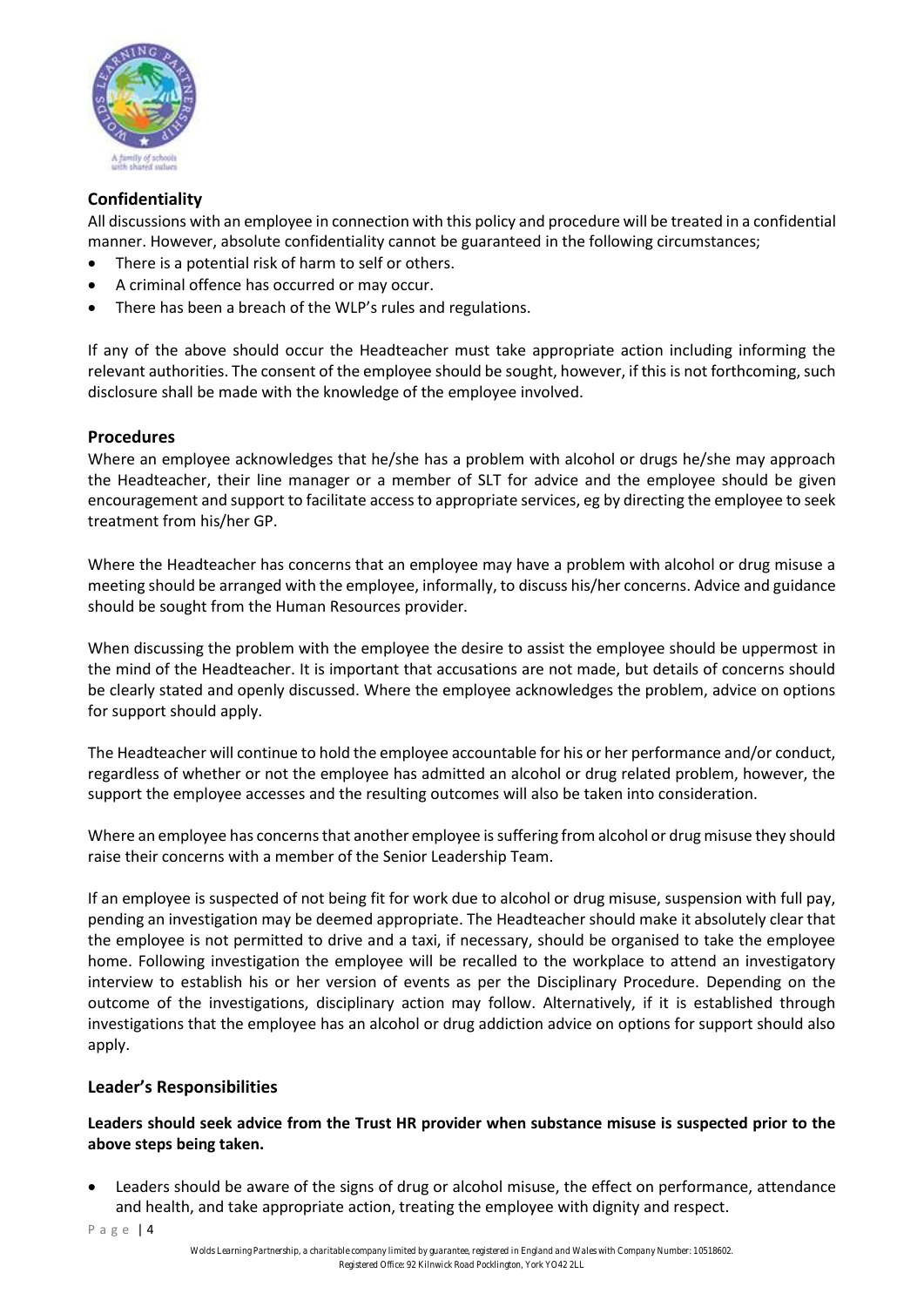## Confidentiality

All discussions with an employee in connection with this policy and procedure will be treated in a confidential manner. However, absolute confidentiality cannot be guaranteed in the following circumstances;

- There is a potential risk of harm to self or others.
- A criminal offence has occurred or may occur.
- There has been a breach of the WLP's rules and regulations.

If any of the above should occur the Headteacher must take appropriate action including informing the relevant authorities. The consent of the employee should be sought, however, if this is not forthcoming, such disclosure shall be made with the knowledge of the employee involved.

## Procedures

Where an employee acknowledges that he/she has a problem with alcohol or drugs he/she may approach the Headteacher, their line manager or a member of SLT for advice and the employee should be given encouragement and support to facilitate access to appropriate services, eg by directing the employee to seek treatment from his/her GP.

Where the Headteacher has concerns that an employee may have a problem with alcohol or drug misuse a meeting should be arranged with the employee, informally, to discuss his/her concerns. Advice and guidance should be sought from the Human Resources provider.

When discussing the problem with the employee the desire to assist the employee should be uppermost in the mind of the Headteacher. It is important that accusations are not made, but details of concerns should be clearly stated and openly discussed. Where the employee acknowledges the problem, advice on options for support should apply.

The Headteacher will continue to hold the employee accountable for his or her performance and/or conduct, regardless of whether or not the employee has admitted an alcohol or drug related problem, however, the support the employee accesses and the resulting outcomes will also be taken into consideration.

Where an employee has concerns that another employee is suffering from alcohol or drug misuse they should raise their concerns with a member of the Senior Leadership Team.

If an employee is suspected of not being fit for work due to alcohol or drug misuse, suspension with full pay, pending an investigation may be deemed appropriate. The Headteacher should make it absolutely clear that the employee is not permitted to drive and a taxi, if necessary, should be organised to take the employee home. Following investigation the employee will be recalled to the workplace to attend an investigatory interview to establish his or her version of events as per the Disciplinary Procedure. Depending on the outcome of the investigations, disciplinary action may follow. Alternatively, if it is established through investigations that the employee has an alcohol or drug addiction advice on options for support should also apply.

## Leader's Responsibilities

**Leaders should seek advice from the Trust HR provider when substance misuse is suspected prior to the above steps being taken.**

- Leaders should be aware of the signs of drug or alcohol misuse, the effect on performance, attendance and health, and take appropriate action, treating the employee with dignity and respect.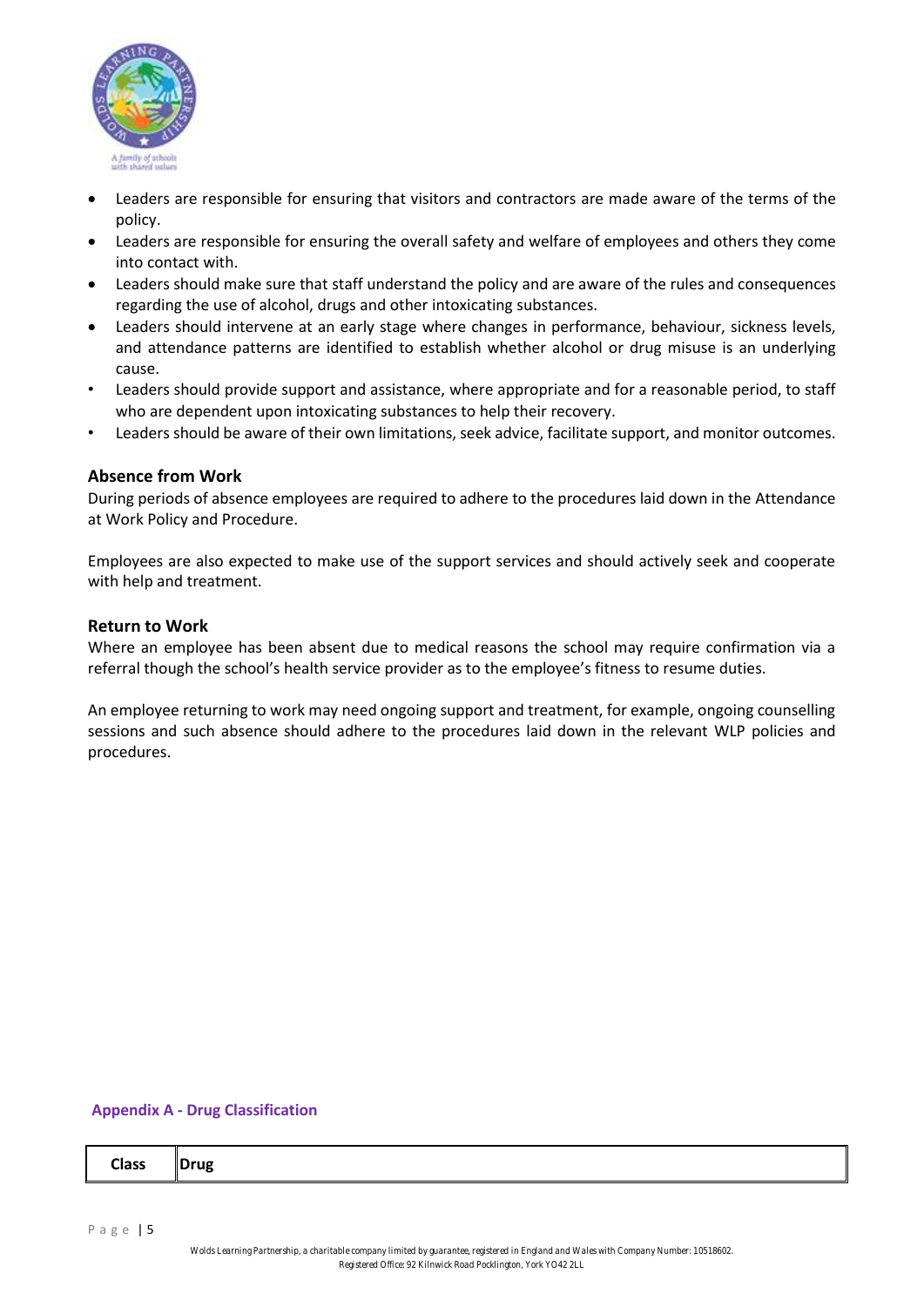- Leaders are responsible for ensuring that visitors and contractors are made aware of the terms of the policy.
- Leaders are responsible for ensuring the overall safety and welfare of employees and others they come into contact with.
- Leaders should make sure that staff understand the policy and are aware of the rules and consequences regarding the use of alcohol, drugs and other intoxicating substances.
- Leaders should intervene at an early stage where changes in performance, behaviour, sickness levels, and attendance patterns are identified to establish whether alcohol or drug misuse is an underlying cause.
- Leaders should provide support and assistance, where appropriate and for a reasonable period, to staff who are dependent upon intoxicating substances to help their recovery.
- Leaders should be aware of their own limitations, seek advice, facilitate support, and monitor outcomes.

### Absence from Work

During periods of absence employees are required to adhere to the procedures laid down in the Attendance at Work Policy and Procedure.

Employees are also expected to make use of the support services and should actively seek and cooperate with help and treatment.

### Return to Work

Where an employee has been absent due to medical reasons the school may require confirmation via a referral though the school's health service provider as to the employee's fitness to resume duties.

An employee returning to work may need ongoing support and treatment, for example, ongoing counselling sessions and such absence should adhere to the procedures laid down in the relevant WLP policies and procedures.

## Appendix A - Drug Classification

| Class | Drug |
|---|---|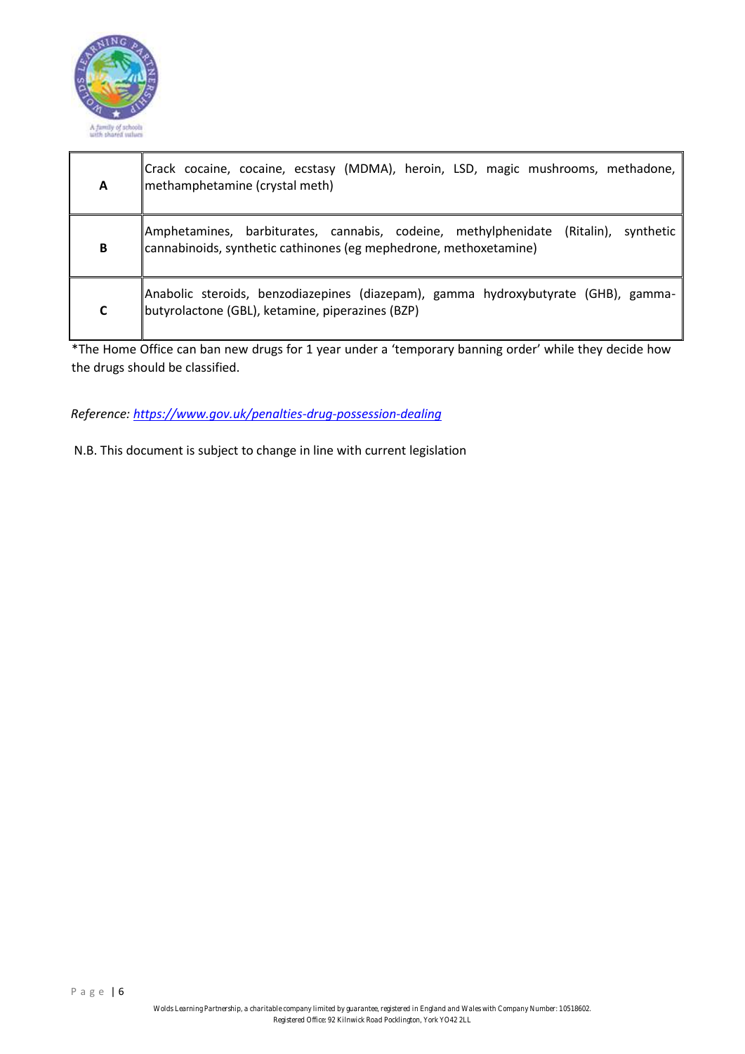| | |
|---|---|
| **A** | Crack cocaine, cocaine, ecstasy (MDMA), heroin, LSD, magic mushrooms, methadone, methamphetamine (crystal meth) |
| **B** | Amphetamines, barbiturates, cannabis, codeine, methylphenidate (Ritalin), synthetic cannabinoids, synthetic cathinones (eg mephedrone, methoxetamine) |
| **C** | Anabolic steroids, benzodiazepines (diazepam), gamma hydroxybutyrate (GHB), gamma-butyrolactone (GBL), ketamine, piperazines (BZP) |

*The Home Office can ban new drugs for 1 year under a 'temporary banning order' while they decide how the drugs should be classified.

*Reference:* https://www.gov.uk/penalties-drug-possession-dealing

N.B. This document is subject to change in line with current legislation

Wolds Learning Partnership, a charitable company limited by guarantee, registered in England and Wales with Company Number: 10518602.
Registered Office: 92 Kilnwick Road Pocklington, York YO42 2LL